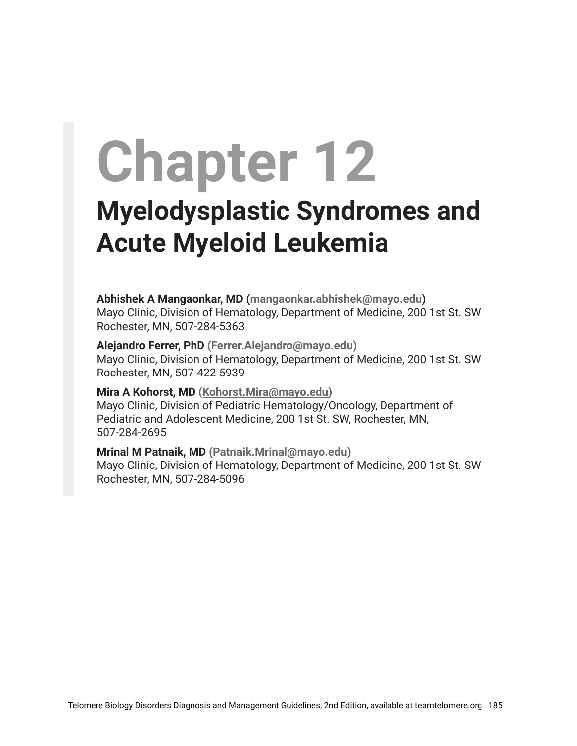# Chapter 12

## Myelodysplastic Syndromes and Acute Myeloid Leukemia

**Abhishek A Mangaonkar, MD (mangaonkar.abhishek@mayo.edu)**
Mayo Clinic, Division of Hematology, Department of Medicine, 200 1st St. SW Rochester, MN, 507-284-5363

**Alejandro Ferrer, PhD (Ferrer.Alejandro@mayo.edu)**
Mayo Clinic, Division of Hematology, Department of Medicine, 200 1st St. SW Rochester, MN, 507-422-5939

**Mira A Kohorst, MD (Kohorst.Mira@mayo.edu)**
Mayo Clinic, Division of Pediatric Hematology/Oncology, Department of Pediatric and Adolescent Medicine, 200 1st St. SW, Rochester, MN, 507-284-2695

**Mrinal M Patnaik, MD (Patnaik.Mrinal@mayo.edu)**
Mayo Clinic, Division of Hematology, Department of Medicine, 200 1st St. SW Rochester, MN, 507-284-5096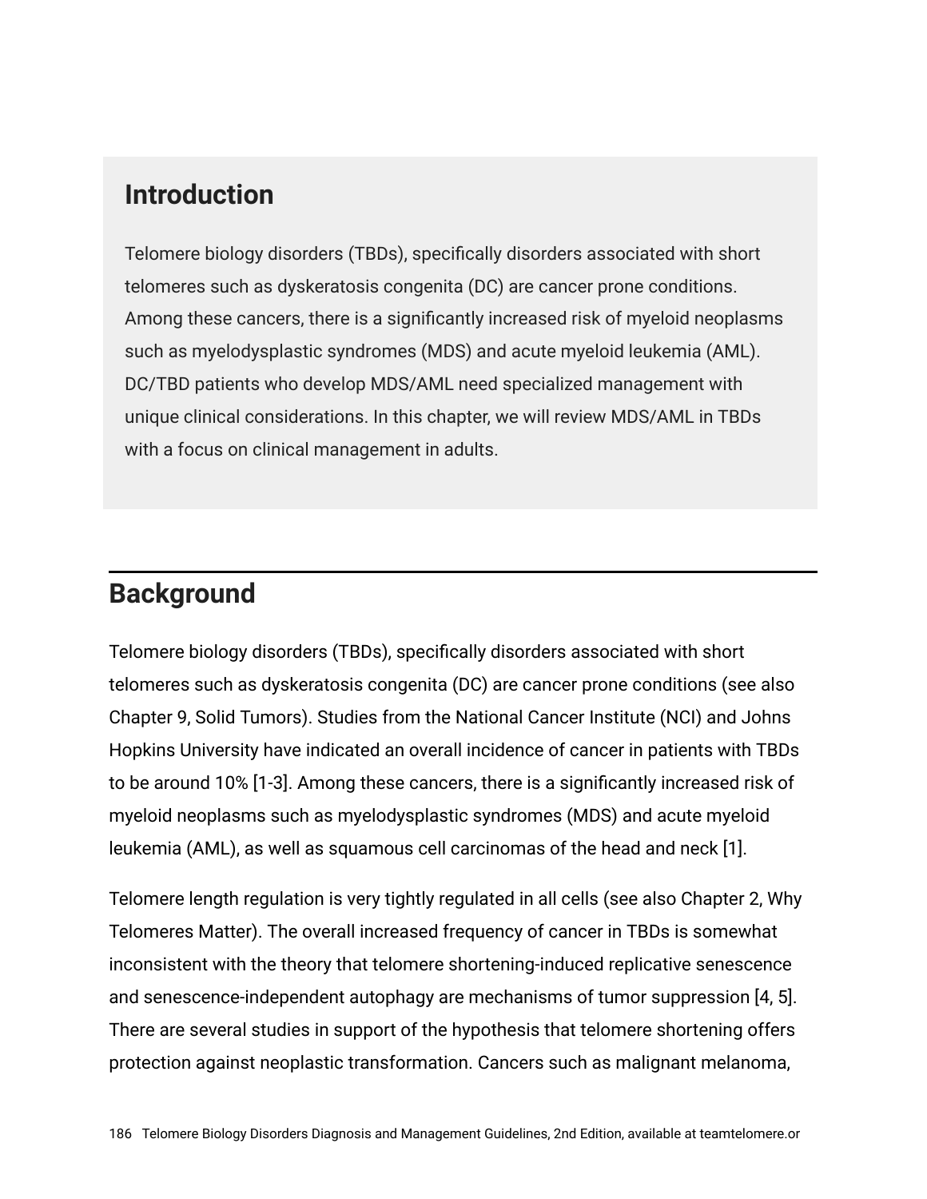## Introduction

Telomere biology disorders (TBDs), specifically disorders associated with short telomeres such as dyskeratosis congenita (DC) are cancer prone conditions. Among these cancers, there is a significantly increased risk of myeloid neoplasms such as myelodysplastic syndromes (MDS) and acute myeloid leukemia (AML). DC/TBD patients who develop MDS/AML need specialized management with unique clinical considerations. In this chapter, we will review MDS/AML in TBDs with a focus on clinical management in adults.

## Background

Telomere biology disorders (TBDs), specifically disorders associated with short telomeres such as dyskeratosis congenita (DC) are cancer prone conditions (see also Chapter 9, Solid Tumors). Studies from the National Cancer Institute (NCI) and Johns Hopkins University have indicated an overall incidence of cancer in patients with TBDs to be around 10% [1-3]. Among these cancers, there is a significantly increased risk of myeloid neoplasms such as myelodysplastic syndromes (MDS) and acute myeloid leukemia (AML), as well as squamous cell carcinomas of the head and neck [1].

Telomere length regulation is very tightly regulated in all cells (see also Chapter 2, Why Telomeres Matter). The overall increased frequency of cancer in TBDs is somewhat inconsistent with the theory that telomere shortening-induced replicative senescence and senescence-independent autophagy are mechanisms of tumor suppression [4, 5]. There are several studies in support of the hypothesis that telomere shortening offers protection against neoplastic transformation. Cancers such as malignant melanoma,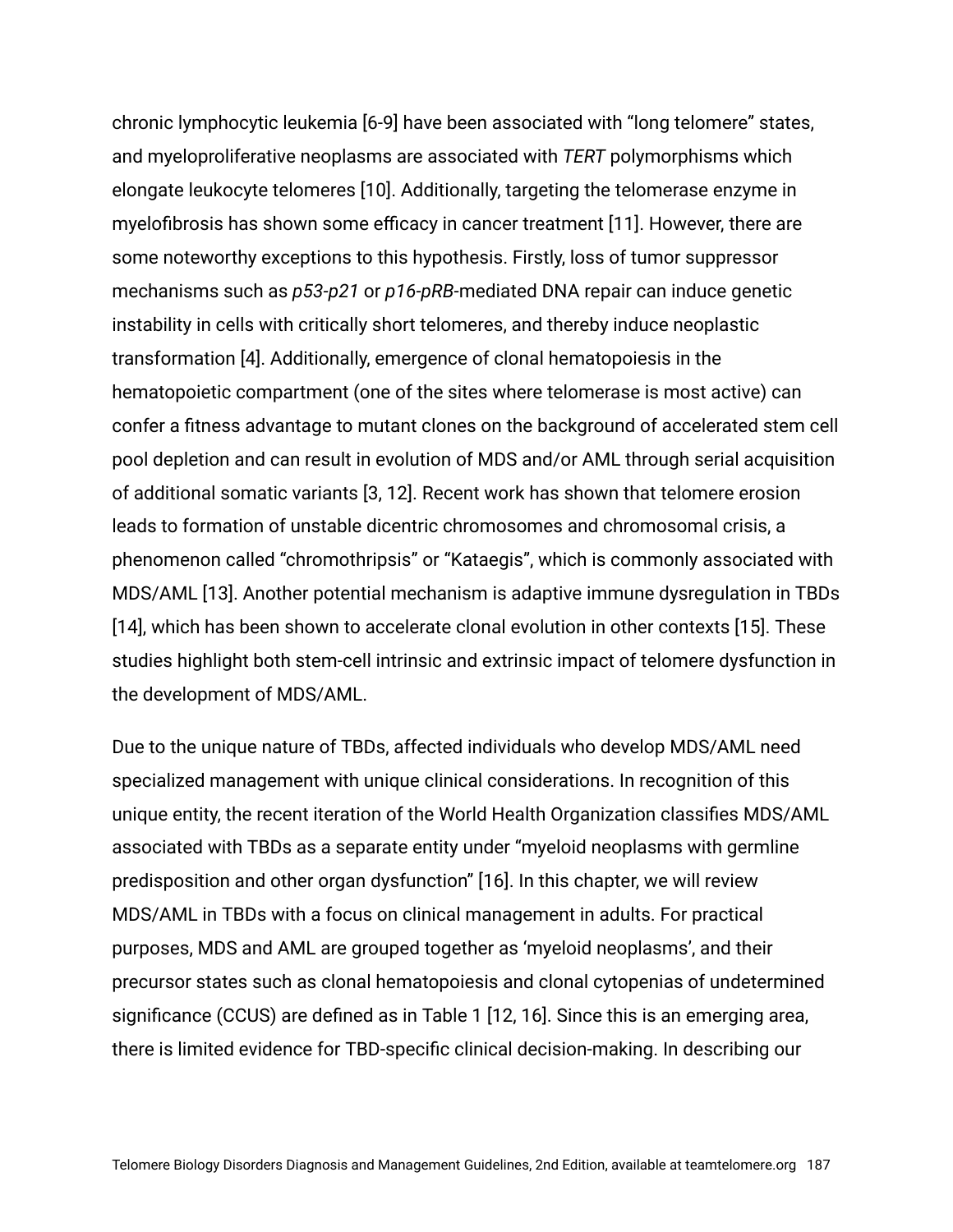chronic lymphocytic leukemia [6-9] have been associated with “long telomere” states, and myeloproliferative neoplasms are associated with *TERT* polymorphisms which elongate leukocyte telomeres [10]. Additionally, targeting the telomerase enzyme in myelofibrosis has shown some efficacy in cancer treatment [11]. However, there are some noteworthy exceptions to this hypothesis. Firstly, loss of tumor suppressor mechanisms such as *p53-p21* or *p16-pRB*-mediated DNA repair can induce genetic instability in cells with critically short telomeres, and thereby induce neoplastic transformation [4]. Additionally, emergence of clonal hematopoiesis in the hematopoietic compartment (one of the sites where telomerase is most active) can confer a fitness advantage to mutant clones on the background of accelerated stem cell pool depletion and can result in evolution of MDS and/or AML through serial acquisition of additional somatic variants [3, 12]. Recent work has shown that telomere erosion leads to formation of unstable dicentric chromosomes and chromosomal crisis, a phenomenon called “chromothripsis” or “Kataegis”, which is commonly associated with MDS/AML [13]. Another potential mechanism is adaptive immune dysregulation in TBDs [14], which has been shown to accelerate clonal evolution in other contexts [15]. These studies highlight both stem-cell intrinsic and extrinsic impact of telomere dysfunction in the development of MDS/AML.

Due to the unique nature of TBDs, affected individuals who develop MDS/AML need specialized management with unique clinical considerations. In recognition of this unique entity, the recent iteration of the World Health Organization classifies MDS/AML associated with TBDs as a separate entity under “myeloid neoplasms with germline predisposition and other organ dysfunction” [16]. In this chapter, we will review MDS/AML in TBDs with a focus on clinical management in adults. For practical purposes, MDS and AML are grouped together as ‘myeloid neoplasms’, and their precursor states such as clonal hematopoiesis and clonal cytopenias of undetermined significance (CCUS) are defined as in Table 1 [12, 16]. Since this is an emerging area, there is limited evidence for TBD-specific clinical decision-making. In describing our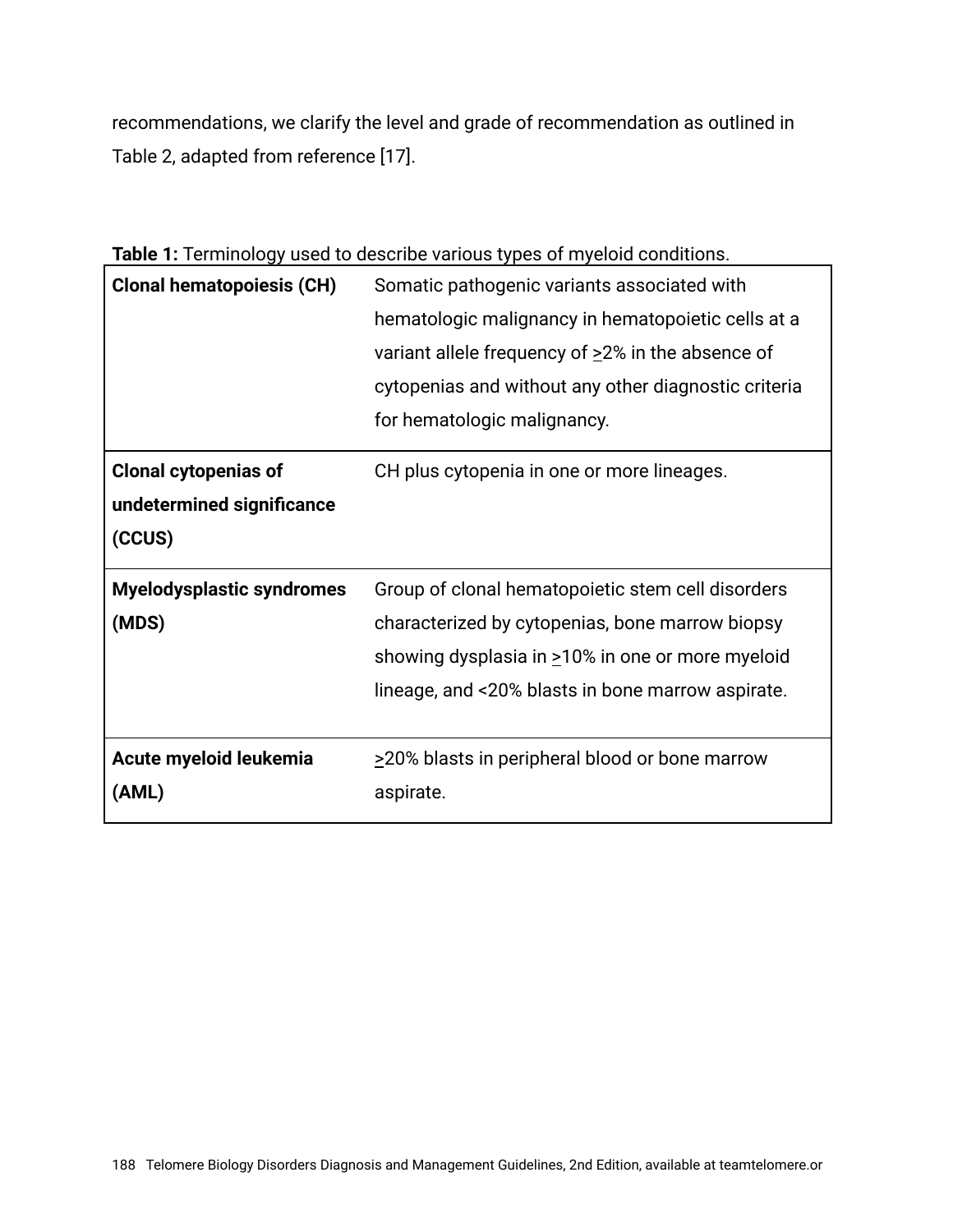recommendations, we clarify the level and grade of recommendation as outlined in Table 2, adapted from reference [17].

**Table 1:** Terminology used to describe various types of myeloid conditions.

| | |
|---|---|
| **Clonal hematopoiesis (CH)** | Somatic pathogenic variants associated with hematologic malignancy in hematopoietic cells at a variant allele frequency of ≥2% in the absence of cytopenias and without any other diagnostic criteria for hematologic malignancy. |
| **Clonal cytopenias of undetermined significance (CCUS)** | CH plus cytopenia in one or more lineages. |
| **Myelodysplastic syndromes (MDS)** | Group of clonal hematopoietic stem cell disorders characterized by cytopenias, bone marrow biopsy showing dysplasia in ≥10% in one or more myeloid lineage, and <20% blasts in bone marrow aspirate. |
| **Acute myeloid leukemia (AML)** | ≥20% blasts in peripheral blood or bone marrow aspirate. |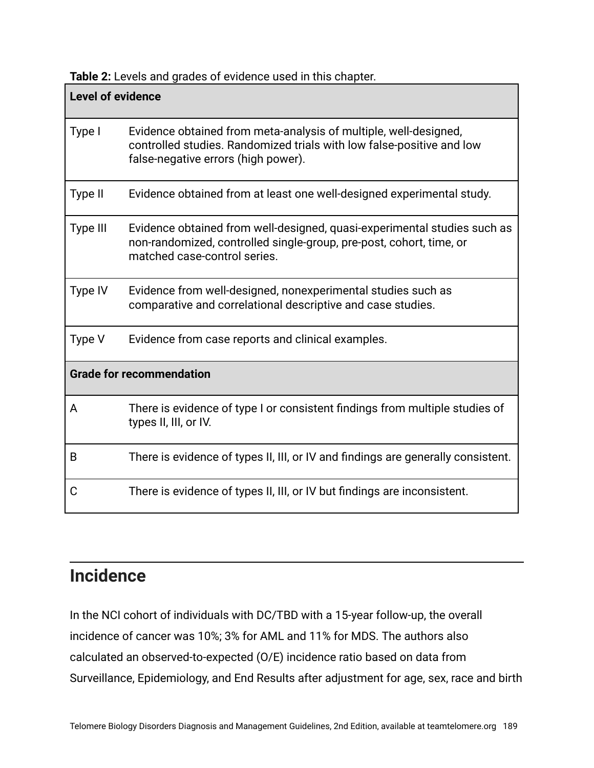**Table 2:** Levels and grades of evidence used in this chapter.

| Level of evidence | |
|---|---|
| Type I | Evidence obtained from meta-analysis of multiple, well-designed, controlled studies. Randomized trials with low false-positive and low false-negative errors (high power). |
| Type II | Evidence obtained from at least one well-designed experimental study. |
| Type III | Evidence obtained from well-designed, quasi-experimental studies such as non-randomized, controlled single-group, pre-post, cohort, time, or matched case-control series. |
| Type IV | Evidence from well-designed, nonexperimental studies such as comparative and correlational descriptive and case studies. |
| Type V | Evidence from case reports and clinical examples. |
| **Grade for recommendation** | |
| A | There is evidence of type I or consistent findings from multiple studies of types II, III, or IV. |
| B | There is evidence of types II, III, or IV and findings are generally consistent. |
| C | There is evidence of types II, III, or IV but findings are inconsistent. |

## Incidence

In the NCI cohort of individuals with DC/TBD with a 15-year follow-up, the overall incidence of cancer was 10%; 3% for AML and 11% for MDS. The authors also calculated an observed-to-expected (O/E) incidence ratio based on data from Surveillance, Epidemiology, and End Results after adjustment for age, sex, race and birth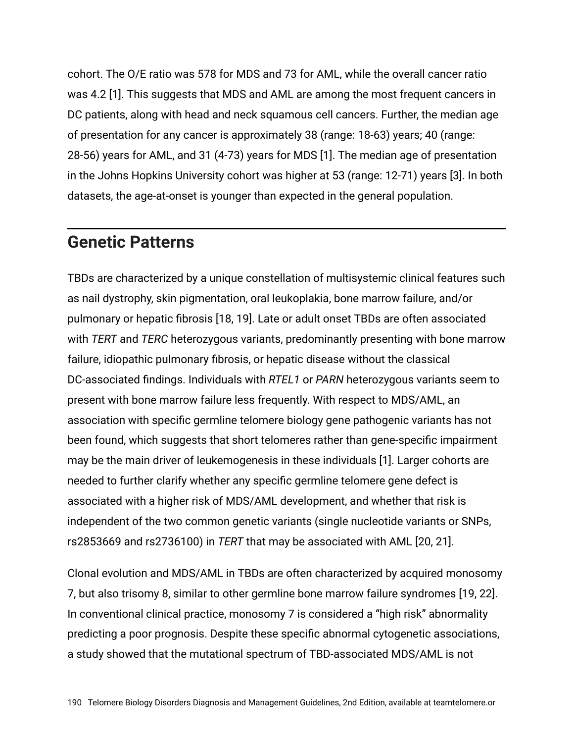cohort. The O/E ratio was 578 for MDS and 73 for AML, while the overall cancer ratio was 4.2 [1]. This suggests that MDS and AML are among the most frequent cancers in DC patients, along with head and neck squamous cell cancers. Further, the median age of presentation for any cancer is approximately 38 (range: 18-63) years; 40 (range: 28-56) years for AML, and 31 (4-73) years for MDS [1]. The median age of presentation in the Johns Hopkins University cohort was higher at 53 (range: 12-71) years [3]. In both datasets, the age-at-onset is younger than expected in the general population.

## Genetic Patterns

TBDs are characterized by a unique constellation of multisystemic clinical features such as nail dystrophy, skin pigmentation, oral leukoplakia, bone marrow failure, and/or pulmonary or hepatic fibrosis [18, 19]. Late or adult onset TBDs are often associated with *TERT* and *TERC* heterozygous variants, predominantly presenting with bone marrow failure, idiopathic pulmonary fibrosis, or hepatic disease without the classical DC-associated findings. Individuals with *RTEL1* or *PARN* heterozygous variants seem to present with bone marrow failure less frequently. With respect to MDS/AML, an association with specific germline telomere biology gene pathogenic variants has not been found, which suggests that short telomeres rather than gene-specific impairment may be the main driver of leukemogenesis in these individuals [1]. Larger cohorts are needed to further clarify whether any specific germline telomere gene defect is associated with a higher risk of MDS/AML development, and whether that risk is independent of the two common genetic variants (single nucleotide variants or SNPs, rs2853669 and rs2736100) in *TERT* that may be associated with AML [20, 21].

Clonal evolution and MDS/AML in TBDs are often characterized by acquired monosomy 7, but also trisomy 8, similar to other germline bone marrow failure syndromes [19, 22]. In conventional clinical practice, monosomy 7 is considered a "high risk" abnormality predicting a poor prognosis. Despite these specific abnormal cytogenetic associations, a study showed that the mutational spectrum of TBD-associated MDS/AML is not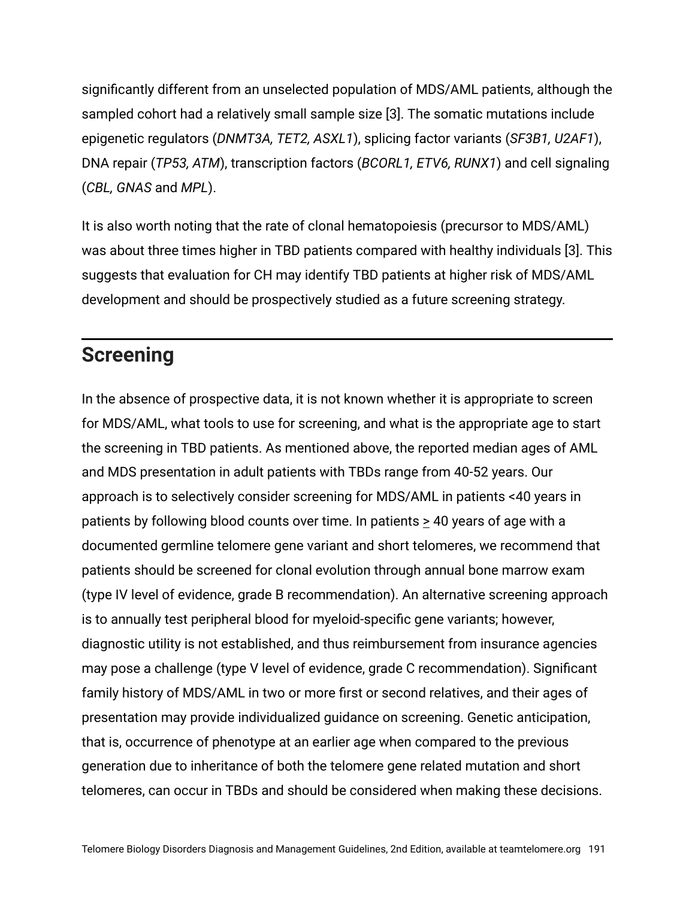significantly different from an unselected population of MDS/AML patients, although the sampled cohort had a relatively small sample size [3]. The somatic mutations include epigenetic regulators (*DNMT3A, TET2, ASXL1*), splicing factor variants (*SF3B1, U2AF1*), DNA repair (*TP53, ATM*), transcription factors (*BCORL1, ETV6, RUNX1*) and cell signaling (*CBL, GNAS* and *MPL*).

It is also worth noting that the rate of clonal hematopoiesis (precursor to MDS/AML) was about three times higher in TBD patients compared with healthy individuals [3]. This suggests that evaluation for CH may identify TBD patients at higher risk of MDS/AML development and should be prospectively studied as a future screening strategy.

## Screening

In the absence of prospective data, it is not known whether it is appropriate to screen for MDS/AML, what tools to use for screening, and what is the appropriate age to start the screening in TBD patients. As mentioned above, the reported median ages of AML and MDS presentation in adult patients with TBDs range from 40-52 years. Our approach is to selectively consider screening for MDS/AML in patients <40 years in patients by following blood counts over time. In patients ≥ 40 years of age with a documented germline telomere gene variant and short telomeres, we recommend that patients should be screened for clonal evolution through annual bone marrow exam (type IV level of evidence, grade B recommendation). An alternative screening approach is to annually test peripheral blood for myeloid-specific gene variants; however, diagnostic utility is not established, and thus reimbursement from insurance agencies may pose a challenge (type V level of evidence, grade C recommendation). Significant family history of MDS/AML in two or more first or second relatives, and their ages of presentation may provide individualized guidance on screening. Genetic anticipation, that is, occurrence of phenotype at an earlier age when compared to the previous generation due to inheritance of both the telomere gene related mutation and short telomeres, can occur in TBDs and should be considered when making these decisions.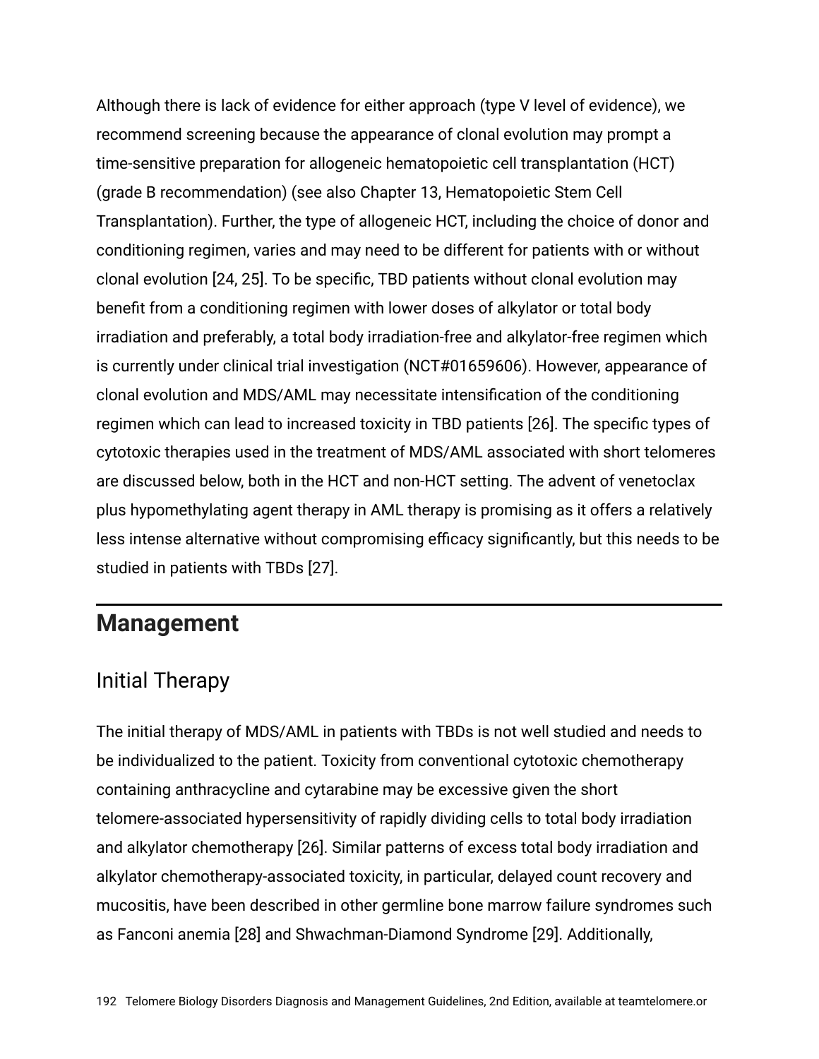Although there is lack of evidence for either approach (type V level of evidence), we recommend screening because the appearance of clonal evolution may prompt a time-sensitive preparation for allogeneic hematopoietic cell transplantation (HCT) (grade B recommendation) (see also Chapter 13, Hematopoietic Stem Cell Transplantation). Further, the type of allogeneic HCT, including the choice of donor and conditioning regimen, varies and may need to be different for patients with or without clonal evolution [24, 25]. To be specific, TBD patients without clonal evolution may benefit from a conditioning regimen with lower doses of alkylator or total body irradiation and preferably, a total body irradiation-free and alkylator-free regimen which is currently under clinical trial investigation (NCT#01659606). However, appearance of clonal evolution and MDS/AML may necessitate intensification of the conditioning regimen which can lead to increased toxicity in TBD patients [26]. The specific types of cytotoxic therapies used in the treatment of MDS/AML associated with short telomeres are discussed below, both in the HCT and non-HCT setting. The advent of venetoclax plus hypomethylating agent therapy in AML therapy is promising as it offers a relatively less intense alternative without compromising efficacy significantly, but this needs to be studied in patients with TBDs [27].

## Management

### Initial Therapy

The initial therapy of MDS/AML in patients with TBDs is not well studied and needs to be individualized to the patient. Toxicity from conventional cytotoxic chemotherapy containing anthracycline and cytarabine may be excessive given the short telomere-associated hypersensitivity of rapidly dividing cells to total body irradiation and alkylator chemotherapy [26]. Similar patterns of excess total body irradiation and alkylator chemotherapy-associated toxicity, in particular, delayed count recovery and mucositis, have been described in other germline bone marrow failure syndromes such as Fanconi anemia [28] and Shwachman-Diamond Syndrome [29]. Additionally,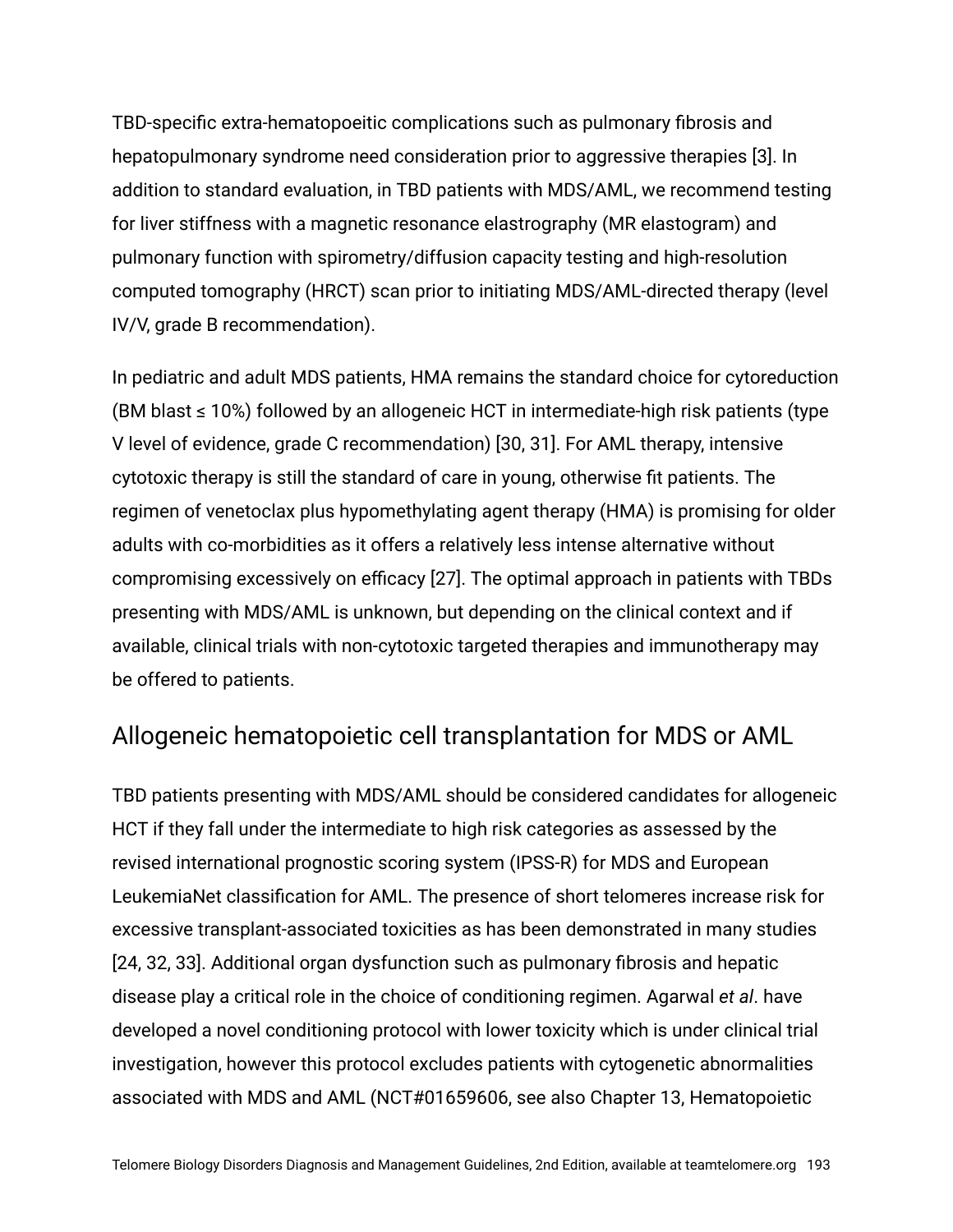TBD-specific extra-hematopoeitic complications such as pulmonary fibrosis and hepatopulmonary syndrome need consideration prior to aggressive therapies [3]. In addition to standard evaluation, in TBD patients with MDS/AML, we recommend testing for liver stiffness with a magnetic resonance elastrography (MR elastogram) and pulmonary function with spirometry/diffusion capacity testing and high-resolution computed tomography (HRCT) scan prior to initiating MDS/AML-directed therapy (level IV/V, grade B recommendation).

In pediatric and adult MDS patients, HMA remains the standard choice for cytoreduction (BM blast ≤ 10%) followed by an allogeneic HCT in intermediate-high risk patients (type V level of evidence, grade C recommendation) [30, 31]. For AML therapy, intensive cytotoxic therapy is still the standard of care in young, otherwise fit patients. The regimen of venetoclax plus hypomethylating agent therapy (HMA) is promising for older adults with co-morbidities as it offers a relatively less intense alternative without compromising excessively on efficacy [27]. The optimal approach in patients with TBDs presenting with MDS/AML is unknown, but depending on the clinical context and if available, clinical trials with non-cytotoxic targeted therapies and immunotherapy may be offered to patients.

## Allogeneic hematopoietic cell transplantation for MDS or AML

TBD patients presenting with MDS/AML should be considered candidates for allogeneic HCT if they fall under the intermediate to high risk categories as assessed by the revised international prognostic scoring system (IPSS-R) for MDS and European LeukemiaNet classification for AML. The presence of short telomeres increase risk for excessive transplant-associated toxicities as has been demonstrated in many studies [24, 32, 33]. Additional organ dysfunction such as pulmonary fibrosis and hepatic disease play a critical role in the choice of conditioning regimen. Agarwal *et al*. have developed a novel conditioning protocol with lower toxicity which is under clinical trial investigation, however this protocol excludes patients with cytogenetic abnormalities associated with MDS and AML (NCT#01659606, see also Chapter 13, Hematopoietic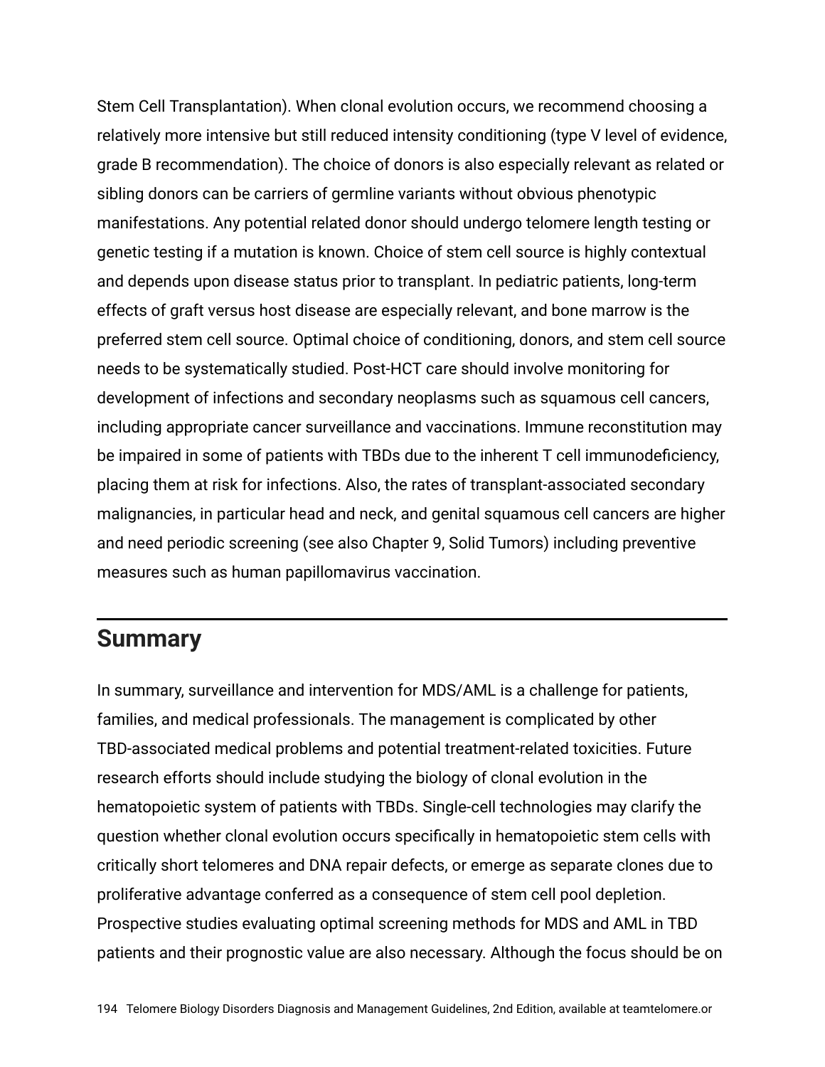Stem Cell Transplantation). When clonal evolution occurs, we recommend choosing a relatively more intensive but still reduced intensity conditioning (type V level of evidence, grade B recommendation). The choice of donors is also especially relevant as related or sibling donors can be carriers of germline variants without obvious phenotypic manifestations. Any potential related donor should undergo telomere length testing or genetic testing if a mutation is known. Choice of stem cell source is highly contextual and depends upon disease status prior to transplant. In pediatric patients, long-term effects of graft versus host disease are especially relevant, and bone marrow is the preferred stem cell source. Optimal choice of conditioning, donors, and stem cell source needs to be systematically studied. Post-HCT care should involve monitoring for development of infections and secondary neoplasms such as squamous cell cancers, including appropriate cancer surveillance and vaccinations. Immune reconstitution may be impaired in some of patients with TBDs due to the inherent T cell immunodeficiency, placing them at risk for infections. Also, the rates of transplant-associated secondary malignancies, in particular head and neck, and genital squamous cell cancers are higher and need periodic screening (see also Chapter 9, Solid Tumors) including preventive measures such as human papillomavirus vaccination.

## Summary

In summary, surveillance and intervention for MDS/AML is a challenge for patients, families, and medical professionals. The management is complicated by other TBD-associated medical problems and potential treatment-related toxicities. Future research efforts should include studying the biology of clonal evolution in the hematopoietic system of patients with TBDs. Single-cell technologies may clarify the question whether clonal evolution occurs specifically in hematopoietic stem cells with critically short telomeres and DNA repair defects, or emerge as separate clones due to proliferative advantage conferred as a consequence of stem cell pool depletion. Prospective studies evaluating optimal screening methods for MDS and AML in TBD patients and their prognostic value are also necessary. Although the focus should be on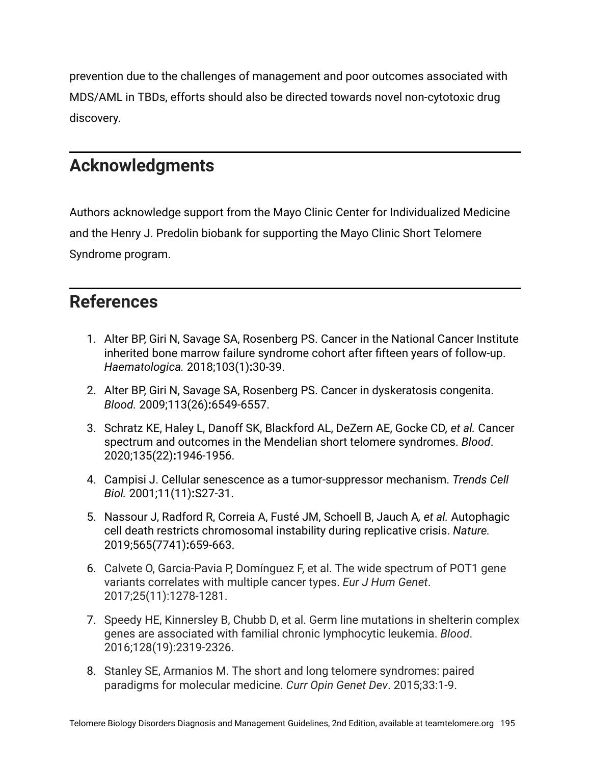prevention due to the challenges of management and poor outcomes associated with MDS/AML in TBDs, efforts should also be directed towards novel non-cytotoxic drug discovery.

## Acknowledgments

Authors acknowledge support from the Mayo Clinic Center for Individualized Medicine and the Henry J. Predolin biobank for supporting the Mayo Clinic Short Telomere Syndrome program.

## References

1. Alter BP, Giri N, Savage SA, Rosenberg PS. Cancer in the National Cancer Institute inherited bone marrow failure syndrome cohort after fifteen years of follow-up. *Haematologica.* 2018;103(1)**:**30-39.
2. Alter BP, Giri N, Savage SA, Rosenberg PS. Cancer in dyskeratosis congenita. *Blood.* 2009;113(26)**:**6549-6557.
3. Schratz KE, Haley L, Danoff SK, Blackford AL, DeZern AE, Gocke CD*, et al.* Cancer spectrum and outcomes in the Mendelian short telomere syndromes. *Blood*. 2020;135(22)**:**1946-1956.
4. Campisi J. Cellular senescence as a tumor-suppressor mechanism. *Trends Cell Biol.* 2001;11(11)**:**S27-31.
5. Nassour J, Radford R, Correia A, Fusté JM, Schoell B, Jauch A*, et al.* Autophagic cell death restricts chromosomal instability during replicative crisis. *Nature.* 2019;565(7741)**:**659-663.
6. Calvete O, Garcia-Pavia P, Domínguez F, et al. The wide spectrum of POT1 gene variants correlates with multiple cancer types. *Eur J Hum Genet*. 2017;25(11):1278-1281.
7. Speedy HE, Kinnersley B, Chubb D, et al. Germ line mutations in shelterin complex genes are associated with familial chronic lymphocytic leukemia. *Blood*. 2016;128(19):2319-2326.
8. Stanley SE, Armanios M. The short and long telomere syndromes: paired paradigms for molecular medicine. *Curr Opin Genet Dev*. 2015;33:1-9.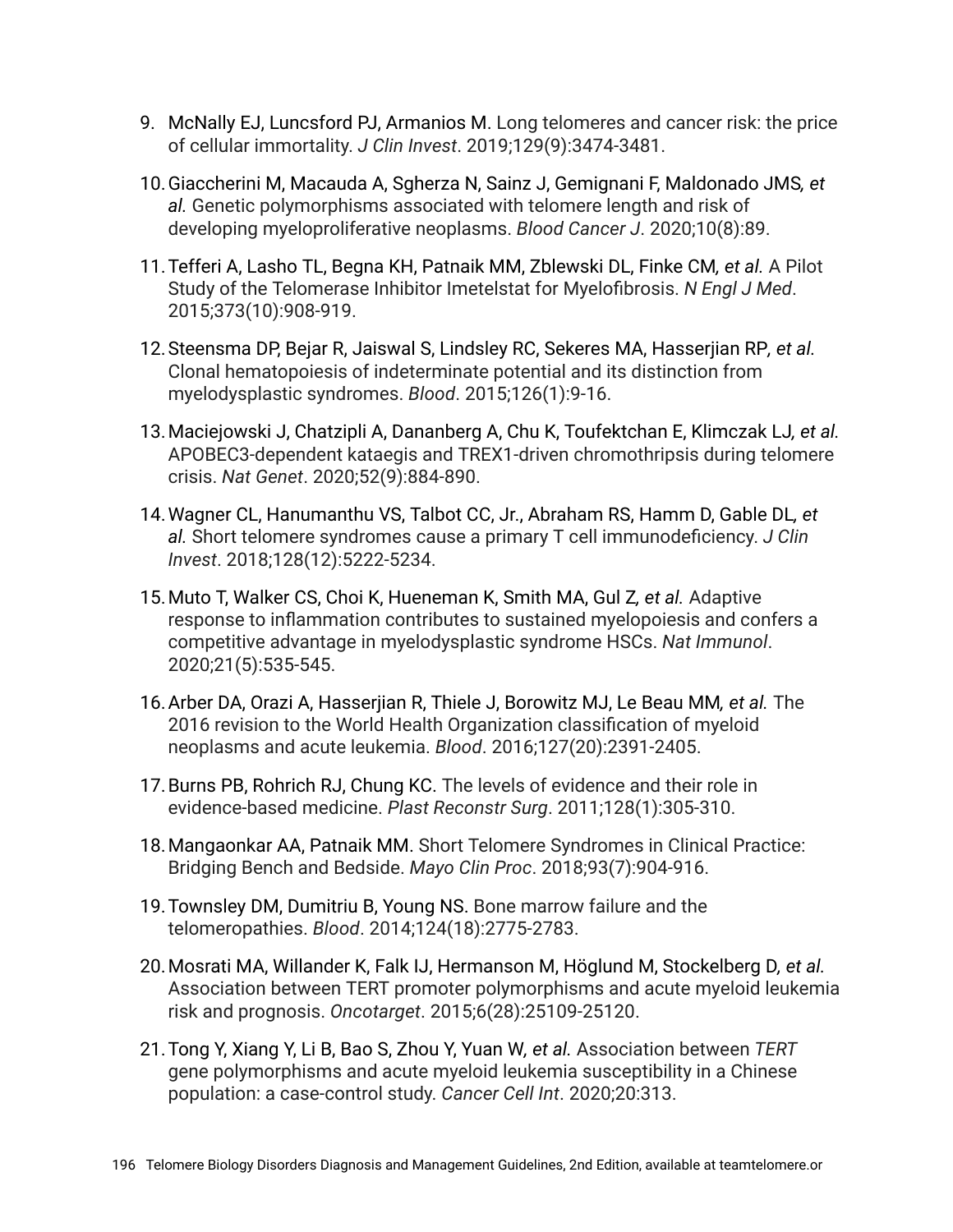9. McNally EJ, Luncsford PJ, Armanios M. Long telomeres and cancer risk: the price of cellular immortality. *J Clin Invest*. 2019;129(9):3474-3481.
10. Giaccherini M, Macauda A, Sgherza N, Sainz J, Gemignani F, Maldonado JMS*, et al.* Genetic polymorphisms associated with telomere length and risk of developing myeloproliferative neoplasms. *Blood Cancer J*. 2020;10(8):89.
11. Tefferi A, Lasho TL, Begna KH, Patnaik MM, Zblewski DL, Finke CM*, et al.* A Pilot Study of the Telomerase Inhibitor Imetelstat for Myelofibrosis. *N Engl J Med*. 2015;373(10):908-919.
12. Steensma DP, Bejar R, Jaiswal S, Lindsley RC, Sekeres MA, Hasserjian RP*, et al.* Clonal hematopoiesis of indeterminate potential and its distinction from myelodysplastic syndromes. *Blood*. 2015;126(1):9-16.
13. Maciejowski J, Chatzipli A, Dananberg A, Chu K, Toufektchan E, Klimczak LJ*, et al.* APOBEC3-dependent kataegis and TREX1-driven chromothripsis during telomere crisis. *Nat Genet*. 2020;52(9):884-890.
14. Wagner CL, Hanumanthu VS, Talbot CC, Jr., Abraham RS, Hamm D, Gable DL*, et al.* Short telomere syndromes cause a primary T cell immunodeficiency. *J Clin Invest*. 2018;128(12):5222-5234.
15. Muto T, Walker CS, Choi K, Hueneman K, Smith MA, Gul Z*, et al.* Adaptive response to inflammation contributes to sustained myelopoiesis and confers a competitive advantage in myelodysplastic syndrome HSCs. *Nat Immunol*. 2020;21(5):535-545.
16. Arber DA, Orazi A, Hasserjian R, Thiele J, Borowitz MJ, Le Beau MM*, et al.* The 2016 revision to the World Health Organization classification of myeloid neoplasms and acute leukemia. *Blood*. 2016;127(20):2391-2405.
17. Burns PB, Rohrich RJ, Chung KC. The levels of evidence and their role in evidence-based medicine. *Plast Reconstr Surg*. 2011;128(1):305-310.
18. Mangaonkar AA, Patnaik MM. Short Telomere Syndromes in Clinical Practice: Bridging Bench and Bedside. *Mayo Clin Proc*. 2018;93(7):904-916.
19. Townsley DM, Dumitriu B, Young NS. Bone marrow failure and the telomeropathies. *Blood*. 2014;124(18):2775-2783.
20. Mosrati MA, Willander K, Falk IJ, Hermanson M, Höglund M, Stockelberg D*, et al.* Association between TERT promoter polymorphisms and acute myeloid leukemia risk and prognosis. *Oncotarget*. 2015;6(28):25109-25120.
21. Tong Y, Xiang Y, Li B, Bao S, Zhou Y, Yuan W*, et al.* Association between *TERT* gene polymorphisms and acute myeloid leukemia susceptibility in a Chinese population: a case-control study. *Cancer Cell Int*. 2020;20:313.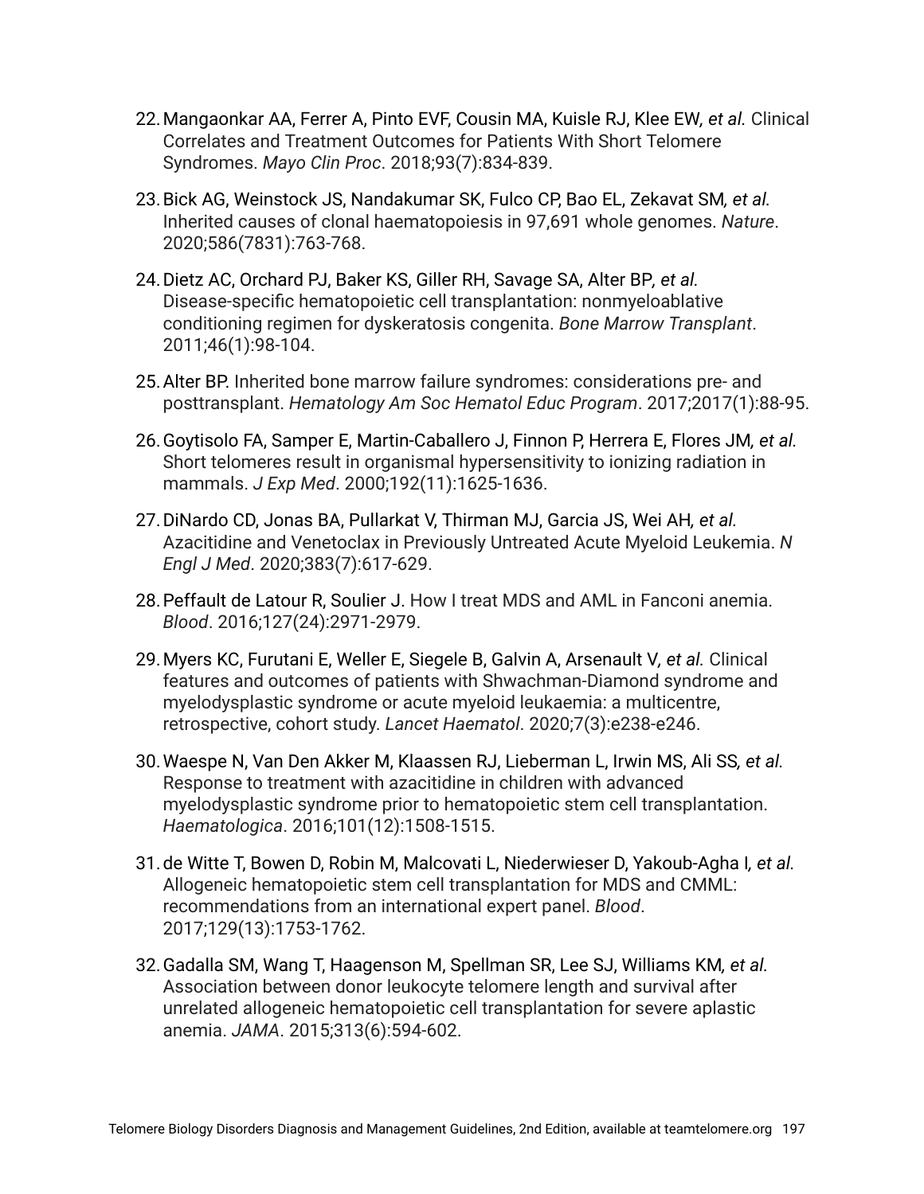22. Mangaonkar AA, Ferrer A, Pinto EVF, Cousin MA, Kuisle RJ, Klee EW, *et al.* Clinical Correlates and Treatment Outcomes for Patients With Short Telomere Syndromes. *Mayo Clin Proc*. 2018;93(7):834-839.

23. Bick AG, Weinstock JS, Nandakumar SK, Fulco CP, Bao EL, Zekavat SM, *et al.* Inherited causes of clonal haematopoiesis in 97,691 whole genomes. *Nature*. 2020;586(7831):763-768.

24. Dietz AC, Orchard PJ, Baker KS, Giller RH, Savage SA, Alter BP, *et al.* Disease-specific hematopoietic cell transplantation: nonmyeloablative conditioning regimen for dyskeratosis congenita. *Bone Marrow Transplant*. 2011;46(1):98-104.

25. Alter BP. Inherited bone marrow failure syndromes: considerations pre- and posttransplant. *Hematology Am Soc Hematol Educ Program*. 2017;2017(1):88-95.

26. Goytisolo FA, Samper E, Martin-Caballero J, Finnon P, Herrera E, Flores JM, *et al.* Short telomeres result in organismal hypersensitivity to ionizing radiation in mammals. *J Exp Med*. 2000;192(11):1625-1636.

27. DiNardo CD, Jonas BA, Pullarkat V, Thirman MJ, Garcia JS, Wei AH, *et al.* Azacitidine and Venetoclax in Previously Untreated Acute Myeloid Leukemia. *N Engl J Med*. 2020;383(7):617-629.

28. Peffault de Latour R, Soulier J. How I treat MDS and AML in Fanconi anemia. *Blood*. 2016;127(24):2971-2979.

29. Myers KC, Furutani E, Weller E, Siegele B, Galvin A, Arsenault V, *et al.* Clinical features and outcomes of patients with Shwachman-Diamond syndrome and myelodysplastic syndrome or acute myeloid leukaemia: a multicentre, retrospective, cohort study. *Lancet Haematol*. 2020;7(3):e238-e246.

30. Waespe N, Van Den Akker M, Klaassen RJ, Lieberman L, Irwin MS, Ali SS, *et al.* Response to treatment with azacitidine in children with advanced myelodysplastic syndrome prior to hematopoietic stem cell transplantation. *Haematologica*. 2016;101(12):1508-1515.

31. de Witte T, Bowen D, Robin M, Malcovati L, Niederwieser D, Yakoub-Agha I, *et al.* Allogeneic hematopoietic stem cell transplantation for MDS and CMML: recommendations from an international expert panel. *Blood*. 2017;129(13):1753-1762.

32. Gadalla SM, Wang T, Haagenson M, Spellman SR, Lee SJ, Williams KM, *et al.* Association between donor leukocyte telomere length and survival after unrelated allogeneic hematopoietic cell transplantation for severe aplastic anemia. *JAMA*. 2015;313(6):594-602.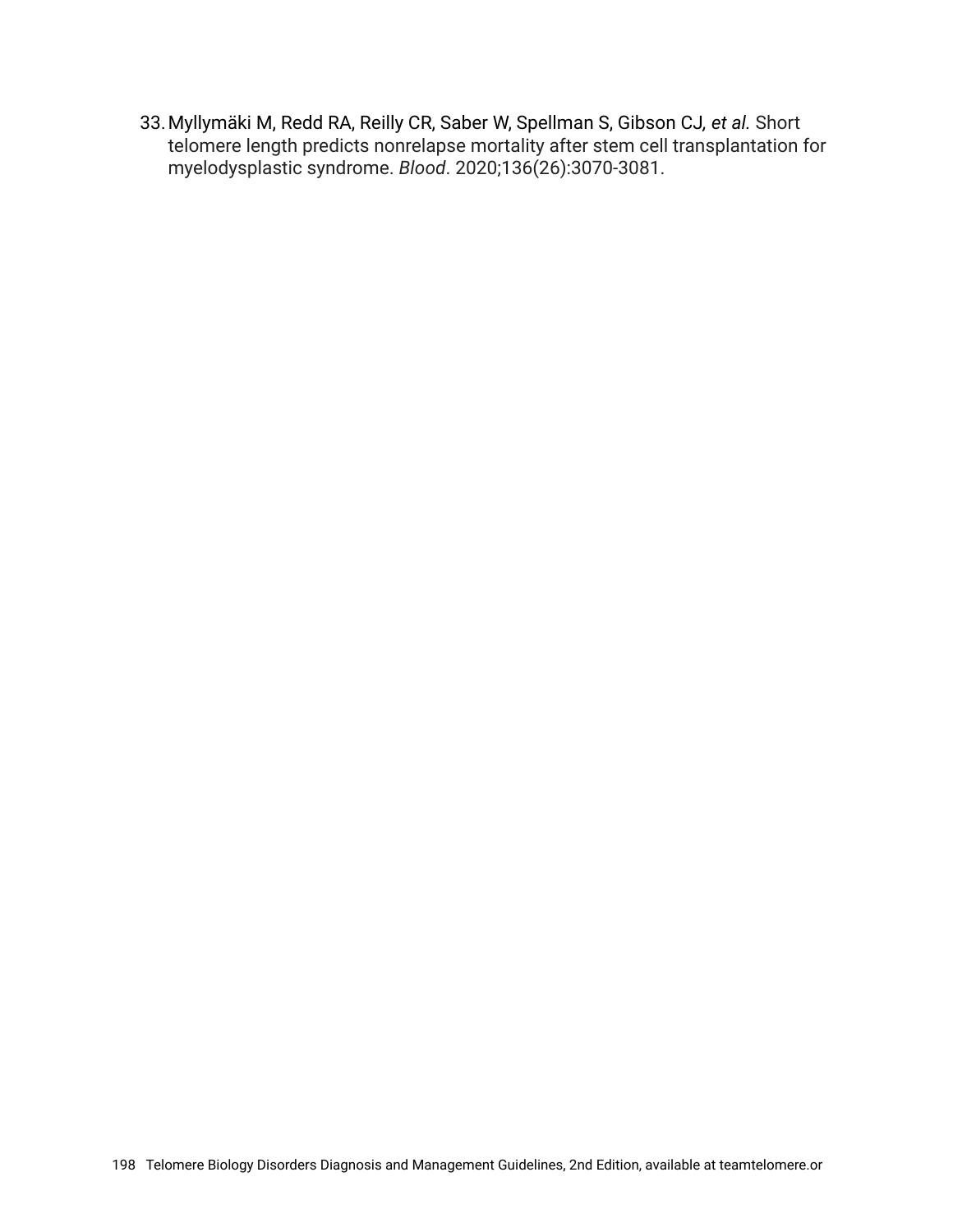33. Myllymäki M, Redd RA, Reilly CR, Saber W, Spellman S, Gibson CJ, *et al.* Short telomere length predicts nonrelapse mortality after stem cell transplantation for myelodysplastic syndrome. *Blood*. 2020;136(26):3070-3081.